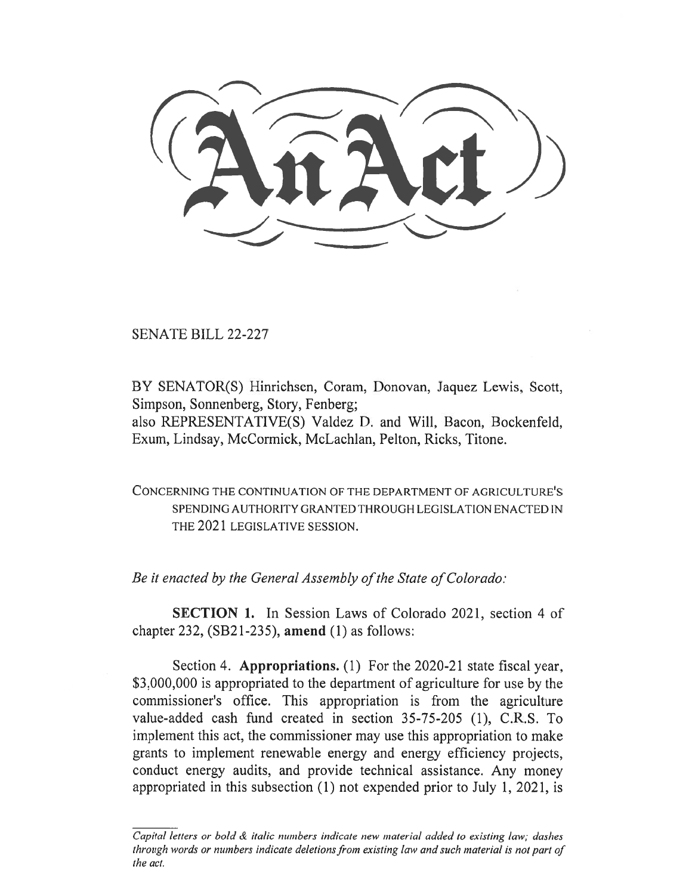SENATE BILL 22-227

BY SENATOR(S) Hinrichsen, Coram, Donovan, Jaquez Lewis, Scott, Simpson, Sonnenberg, Story, Fenberg;
also REPRESENTATIVE(S) Valdez D. and Will, Bacon, Bockenfeld, Exum, Lindsay, McCormick, McLachlan, Pelton, Ricks, Titone.

CONCERNING THE CONTINUATION OF THE DEPARTMENT OF AGRICULTURE'S SPENDING AUTHORITY GRANTED THROUGH LEGISLATION ENACTED IN THE 2021 LEGISLATIVE SESSION.

*Be it enacted by the General Assembly of the State of Colorado:*

**SECTION 1.** In Session Laws of Colorado 2021, section 4 of chapter 232, (SB21-235), **amend** (1) as follows:

Section 4. **Appropriations.** (1) For the 2020-21 state fiscal year, \$3,000,000 is appropriated to the department of agriculture for use by the commissioner's office. This appropriation is from the agriculture value-added cash fund created in section 35-75-205 (1), C.R.S. To implement this act, the commissioner may use this appropriation to make grants to implement renewable energy and energy efficiency projects, conduct energy audits, and provide technical assistance. Any money appropriated in this subsection (1) not expended prior to July 1, 2021, is

---

*Capital letters or bold & italic numbers indicate new material added to existing law; dashes through words or numbers indicate deletions from existing law and such material is not part of the act.*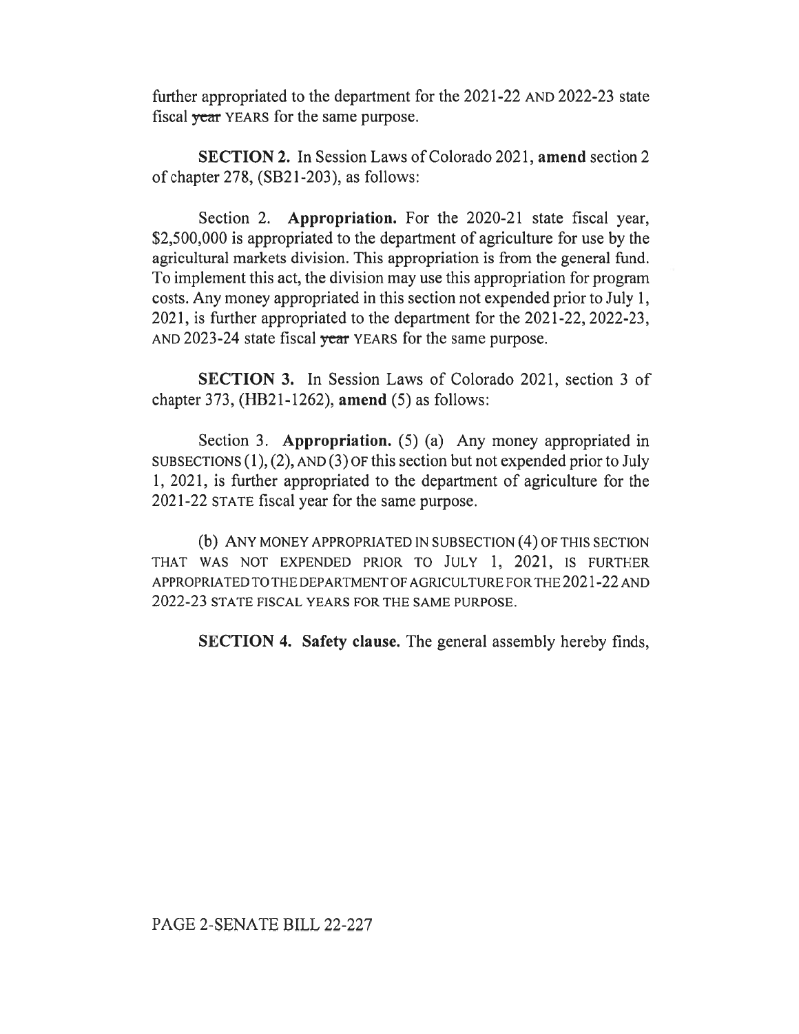further appropriated to the department for the 2021-22 AND 2022-23 state fiscal ~~year~~ YEARS for the same purpose.

**SECTION 2.** In Session Laws of Colorado 2021, **amend** section 2 of chapter 278, (SB21-203), as follows:

Section 2. **Appropriation.** For the 2020-21 state fiscal year, $2,500,000 is appropriated to the department of agriculture for use by the agricultural markets division. This appropriation is from the general fund. To implement this act, the division may use this appropriation for program costs. Any money appropriated in this section not expended prior to July 1, 2021, is further appropriated to the department for the 2021-22, 2022-23, AND 2023-24 state fiscal ~~year~~ YEARS for the same purpose.

**SECTION 3.** In Session Laws of Colorado 2021, section 3 of chapter 373, (HB21-1262), **amend** (5) as follows:

Section 3. **Appropriation.** (5) (a) Any money appropriated in SUBSECTIONS (1), (2), AND (3) OF this section but not expended prior to July 1, 2021, is further appropriated to the department of agriculture for the 2021-22 STATE fiscal year for the same purpose.

(b) ANY MONEY APPROPRIATED IN SUBSECTION (4) OF THIS SECTION THAT WAS NOT EXPENDED PRIOR TO JULY 1, 2021, IS FURTHER APPROPRIATED TO THE DEPARTMENT OF AGRICULTURE FOR THE 2021-22 AND 2022-23 STATE FISCAL YEARS FOR THE SAME PURPOSE.

**SECTION 4. Safety clause.** The general assembly hereby finds,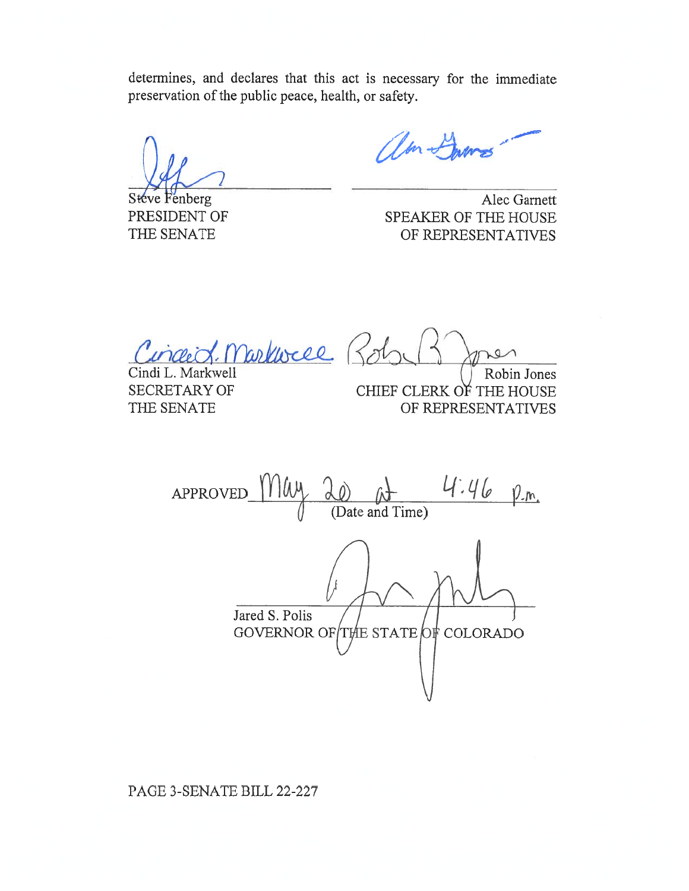determines, and declares that this act is necessary for the immediate preservation of the public peace, health, or safety.

Steve Fenberg
PRESIDENT OF
THE SENATE

Alec Garnett
SPEAKER OF THE HOUSE
OF REPRESENTATIVES

Cindi L. Markwell
SECRETARY OF
THE SENATE

Robin Jones
CHIEF CLERK OF THE HOUSE
OF REPRESENTATIVES

APPROVED May 20 at 4:46 p.m.
(Date and Time)

Jared S. Polis
GOVERNOR OF THE STATE OF COLORADO

PAGE 3-SENATE BILL 22-227